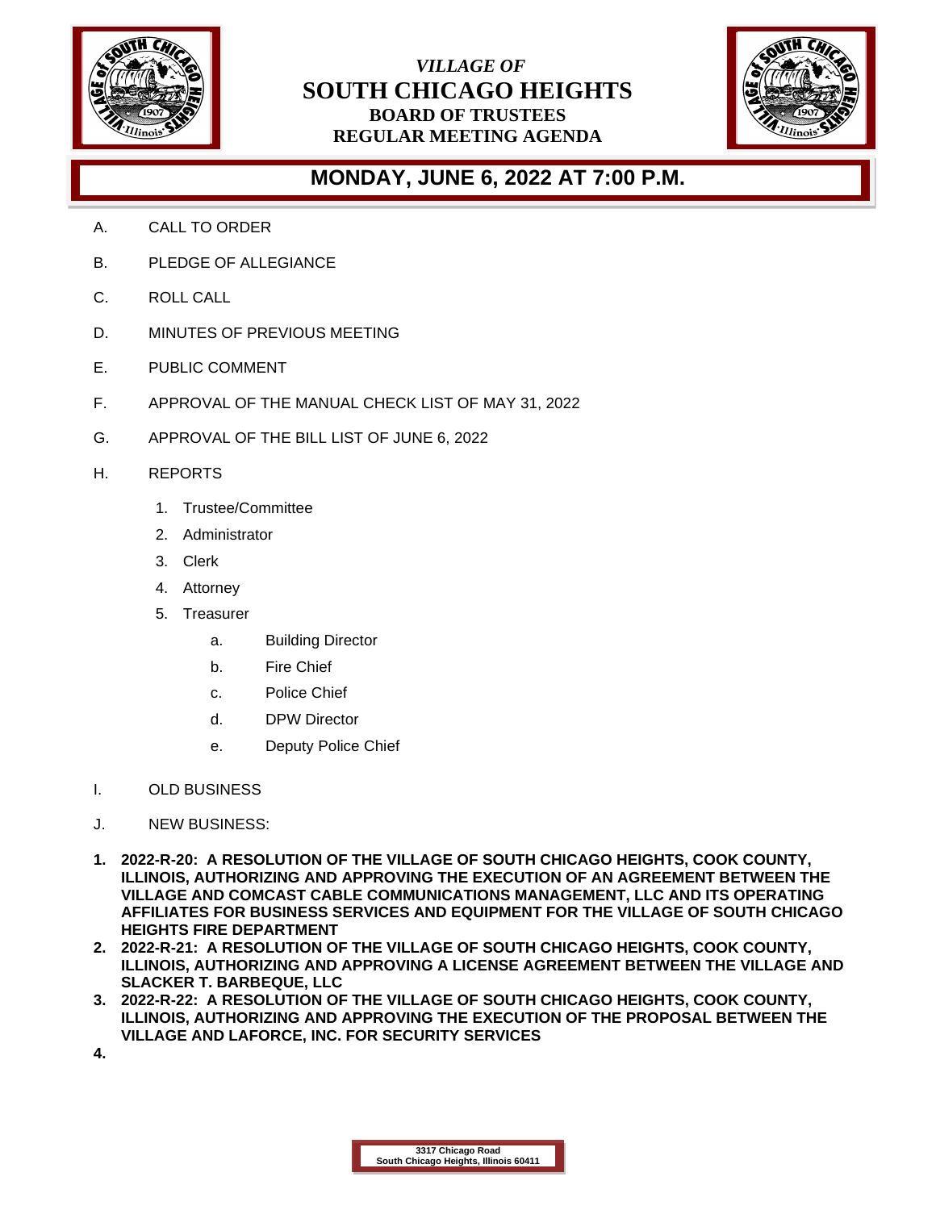*VILLAGE OF*

# SOUTH CHICAGO HEIGHTS

## BOARD OF TRUSTEES
## REGULAR MEETING AGENDA

## MONDAY, JUNE 6, 2022 AT 7:00 P.M.

A. CALL TO ORDER

B. PLEDGE OF ALLEGIANCE

C. ROLL CALL

D. MINUTES OF PREVIOUS MEETING

E. PUBLIC COMMENT

F. APPROVAL OF THE MANUAL CHECK LIST OF MAY 31, 2022

G. APPROVAL OF THE BILL LIST OF JUNE 6, 2022

H. REPORTS

1. Trustee/Committee
2. Administrator
3. Clerk
4. Attorney
5. Treasurer
    a. Building Director
    b. Fire Chief
    c. Police Chief
    d. DPW Director
    e. Deputy Police Chief

I. OLD BUSINESS

J. NEW BUSINESS:

1. **2022-R-20: A RESOLUTION OF THE VILLAGE OF SOUTH CHICAGO HEIGHTS, COOK COUNTY, ILLINOIS, AUTHORIZING AND APPROVING THE EXECUTION OF AN AGREEMENT BETWEEN THE VILLAGE AND COMCAST CABLE COMMUNICATIONS MANAGEMENT, LLC AND ITS OPERATING AFFILIATES FOR BUSINESS SERVICES AND EQUIPMENT FOR THE VILLAGE OF SOUTH CHICAGO HEIGHTS FIRE DEPARTMENT**
2. **2022-R-21: A RESOLUTION OF THE VILLAGE OF SOUTH CHICAGO HEIGHTS, COOK COUNTY, ILLINOIS, AUTHORIZING AND APPROVING A LICENSE AGREEMENT BETWEEN THE VILLAGE AND SLACKER T. BARBEQUE, LLC**
3. **2022-R-22: A RESOLUTION OF THE VILLAGE OF SOUTH CHICAGO HEIGHTS, COOK COUNTY, ILLINOIS, AUTHORIZING AND APPROVING THE EXECUTION OF THE PROPOSAL BETWEEN THE VILLAGE AND LAFORCE, INC. FOR SECURITY SERVICES**
4. 

**3317 Chicago Road**
**South Chicago Heights, Illinois 60411**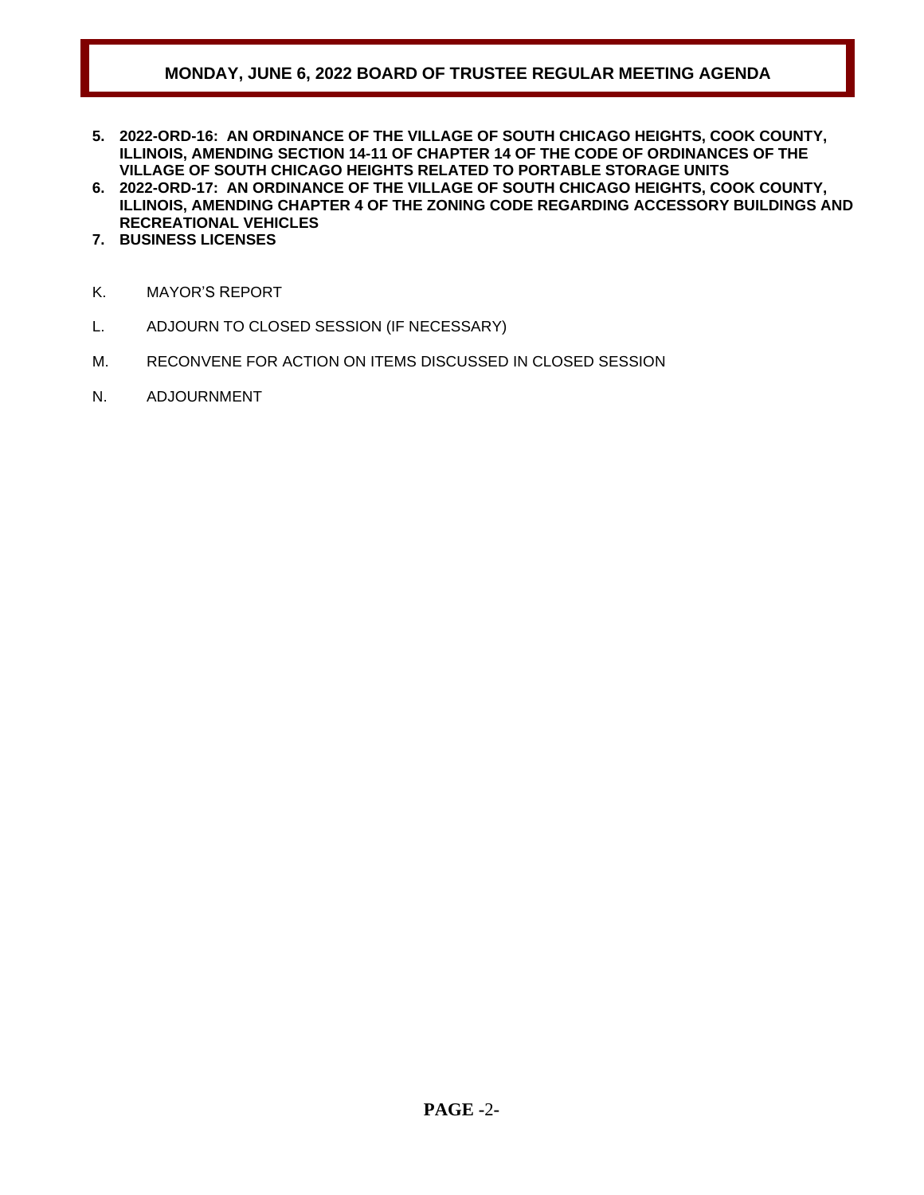5. **2022-ORD-16: AN ORDINANCE OF THE VILLAGE OF SOUTH CHICAGO HEIGHTS, COOK COUNTY, ILLINOIS, AMENDING SECTION 14-11 OF CHAPTER 14 OF THE CODE OF ORDINANCES OF THE VILLAGE OF SOUTH CHICAGO HEIGHTS RELATED TO PORTABLE STORAGE UNITS**
6. **2022-ORD-17: AN ORDINANCE OF THE VILLAGE OF SOUTH CHICAGO HEIGHTS, COOK COUNTY, ILLINOIS, AMENDING CHAPTER 4 OF THE ZONING CODE REGARDING ACCESSORY BUILDINGS AND RECREATIONAL VEHICLES**
7. **BUSINESS LICENSES**

K. MAYOR'S REPORT

L. ADJOURN TO CLOSED SESSION (IF NECESSARY)

M. RECONVENE FOR ACTION ON ITEMS DISCUSSED IN CLOSED SESSION

N. ADJOURNMENT